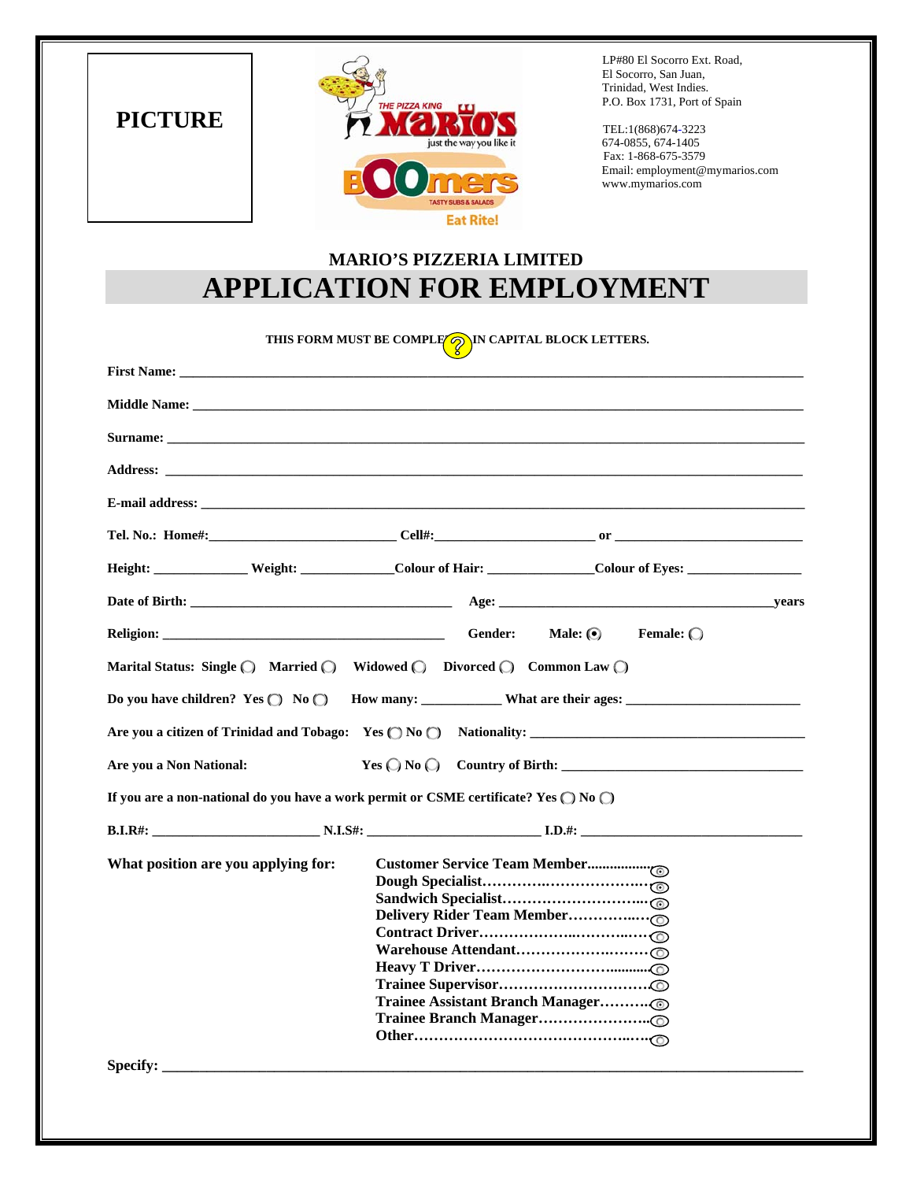PICTURE

THE PIZZA KING Mario's just the way you like it

Boomers TASTY SUBS & SALADS Eat Rite!

LP#80 El Socorro Ext. Road,
El Socorro, San Juan,
Trinidad, West Indies.
P.O. Box 1731, Port of Spain

TEL:1(868)674-3223
674-0855, 674-1405
Fax: 1-868-675-3579
Email: employment@mymarios.com
www.mymarios.com

## MARIO'S PIZZERIA LIMITED

# APPLICATION FOR EMPLOYMENT

**THIS FORM MUST BE COMPLETED IN CAPITAL BLOCK LETTERS.**

**First Name:** ______________________________________________

**Middle Name:** ______________________________________________

**Surname:** ______________________________________________

**Address:** ______________________________________________

**E-mail address:** ______________________________________________

**Tel. No.: Home#:** ____________ **Cell#:** ____________ **or** ____________

**Height:** ________ **Weight:** ________ **Colour of Hair:** ________ **Colour of Eyes:** ________

**Date of Birth:** ____________________ **Age:** ____________________ **years**

**Religion:** ____________________ **Gender:** **Male:** ◉ **Female:** ○

**Marital Status:** **Single** ○ **Married** ○ **Widowed** ○ **Divorced** ○ **Common Law** ○

**Do you have children?** **Yes** ○ **No** ○ **How many:** ________ **What are their ages:** ____________

**Are you a citizen of Trinidad and Tobago:** **Yes** ○ **No** ○ **Nationality:** ____________________

**Are you a Non National:** **Yes** ○ **No** ○ **Country of Birth:** ____________________

**If you are a non-national do you have a work permit or CSME certificate? Yes** ○ **No** ○

**B.I.R#:** ____________ **N.I.S#:** ____________ **I.D.#:** ____________

**What position are you applying for:**

- **Customer Service Team Member** .................. ◉
- **Dough Specialist** .................. ◉
- **Sandwich Specialist** .................. ◉
- **Delivery Rider Team Member** .................. ○
- **Contract Driver** .................. ○
- **Warehouse Attendant** .................. ○
- **Heavy T Driver** .................. ○
- **Trainee Supervisor** .................. ○
- **Trainee Assistant Branch Manager** .................. ◉
- **Trainee Branch Manager** .................. ○
- **Other** .................. ○

**Specify:** ______________________________________________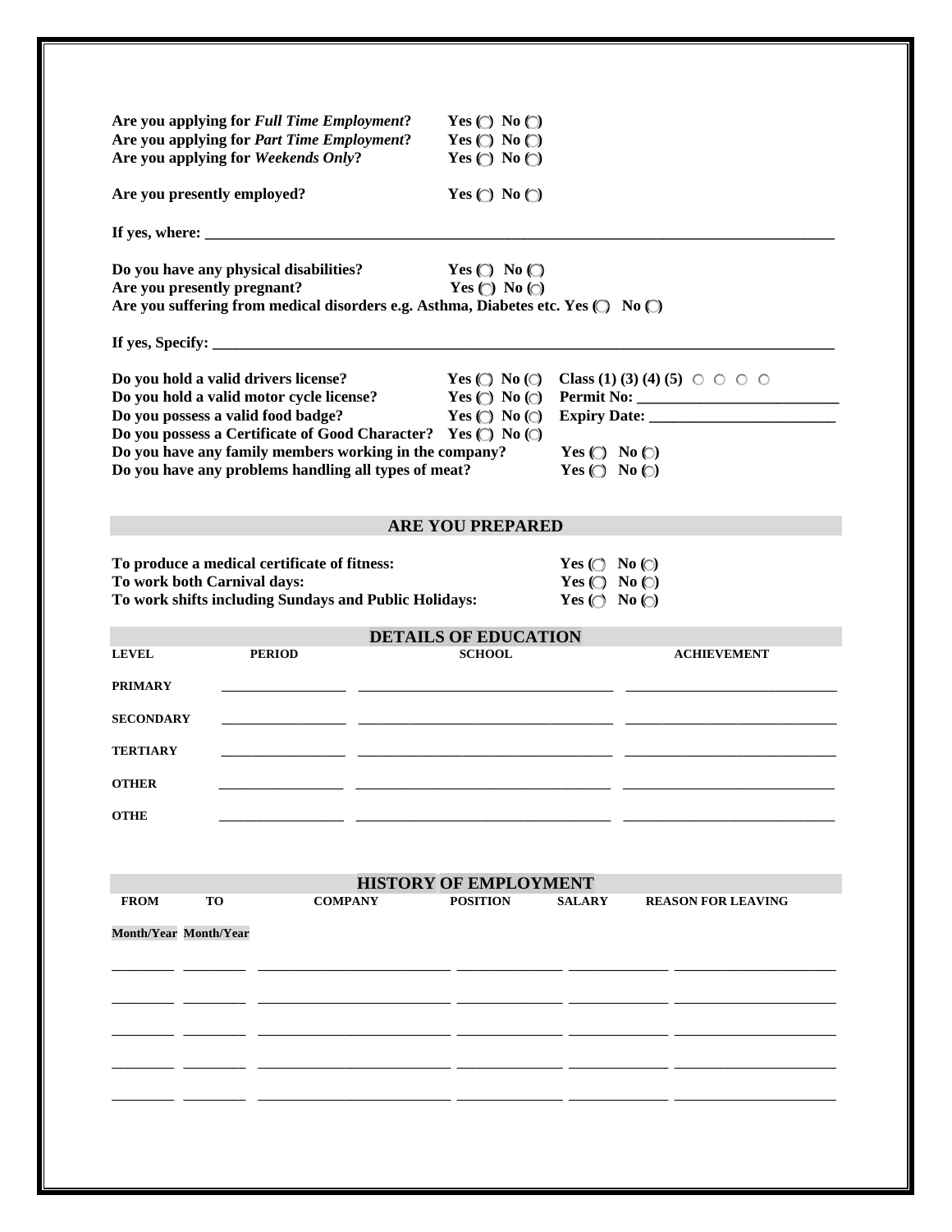**Are you applying for *Full Time Employment*?** **Yes ( ) No ( )**
**Are you applying for *Part Time Employment*?** **Yes ( ) No ( )**
**Are you applying for *Weekends Only*?** **Yes ( ) No ( )**

**Are you presently employed?** **Yes ( ) No ( )**

**If yes, where:** ______________________________________________________________________________

**Do you have any physical disabilities?** **Yes ( ) No ( )**
**Are you presently pregnant?** **Yes ( ) No ( )**
**Are you suffering from medical disorders e.g. Asthma, Diabetes etc. Yes ( ) No ( )**

**If yes, Specify:** ______________________________________________________________________________

**Do you hold a valid drivers license?** **Yes ( ) No ( )** **Class (1) (3) (4) (5)** ○ ○ ○ ○
**Do you hold a valid motor cycle license?** **Yes ( ) No ( )** **Permit No:** __________________________
**Do you possess a valid food badge?** **Yes ( ) No ( )** **Expiry Date:** ________________________
**Do you possess a Certificate of Good Character?** **Yes ( ) No ( )**
**Do you have any family members working in the company?** **Yes ( ) No ( )**
**Do you have any problems handling all types of meat?** **Yes ( ) No ( )**

## ARE YOU PREPARED

**To produce a medical certificate of fitness:** **Yes ( ) No ( )**
**To work both Carnival days:** **Yes ( ) No ( )**
**To work shifts including Sundays and Public Holidays:** **Yes ( ) No ( )**

## DETAILS OF EDUCATION

| LEVEL | PERIOD | SCHOOL | ACHIEVEMENT |
|---|---|---|---|
| PRIMARY | __________ | ____________________ | ____________________ |
| SECONDARY | __________ | ____________________ | ____________________ |
| TERTIARY | __________ | ____________________ | ____________________ |
| OTHER | __________ | ____________________ | ____________________ |
| OTHE | __________ | ____________________ | ____________________ |

## HISTORY OF EMPLOYMENT

| FROM | TO | COMPANY | POSITION | SALARY | REASON FOR LEAVING |
|---|---|---|---|---|---|
| Month/Year | Month/Year | | | | |
| ________ | ________ | ____________________ | ____________ | ____________ | ____________________ |
| ________ | ________ | ____________________ | ____________ | ____________ | ____________________ |
| ________ | ________ | ____________________ | ____________ | ____________ | ____________________ |
| ________ | ________ | ____________________ | ____________ | ____________ | ____________________ |
| ________ | ________ | ____________________ | ____________ | ____________ | ____________________ |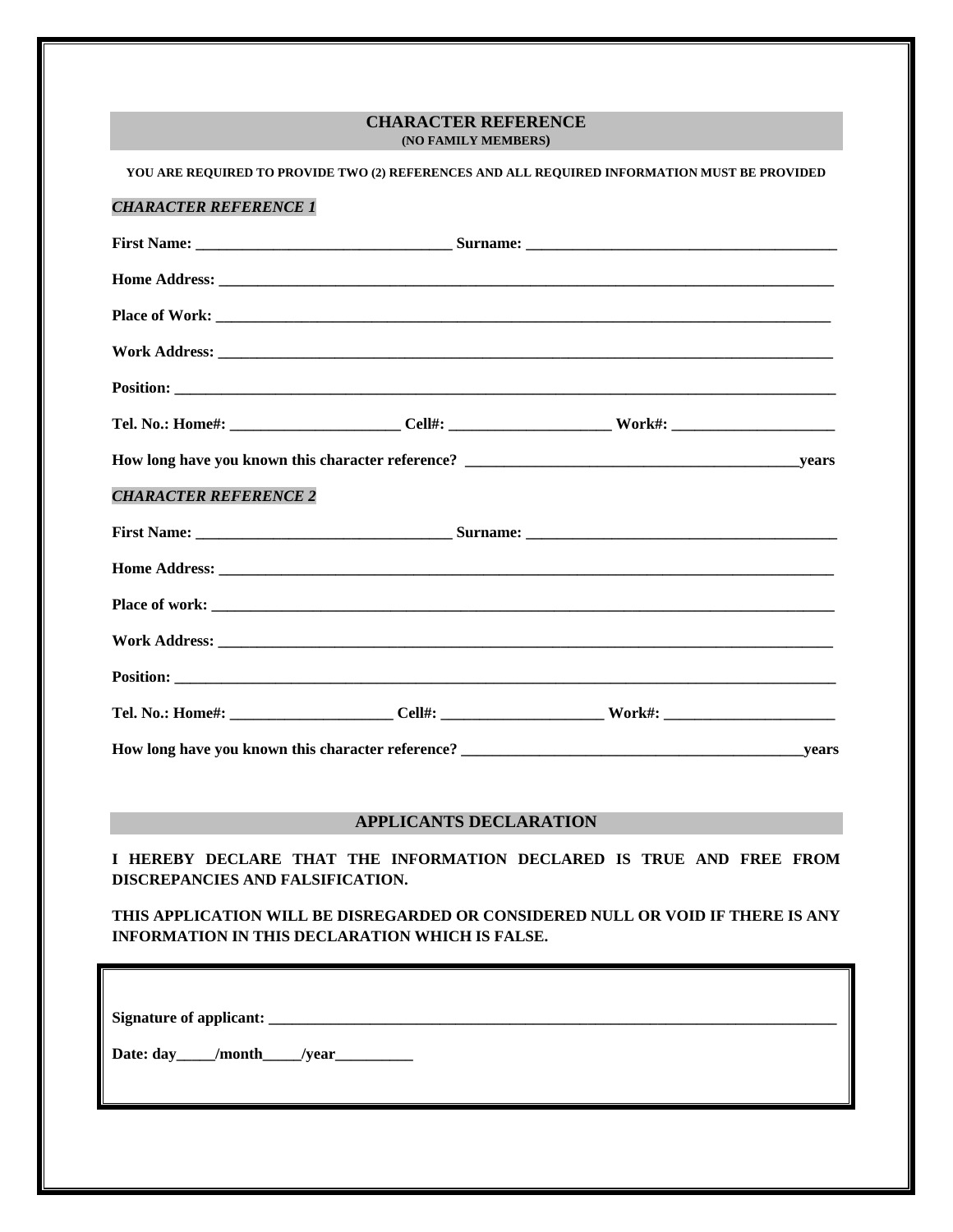## CHARACTER REFERENCE
**(NO FAMILY MEMBERS)**

**YOU ARE REQUIRED TO PROVIDE TWO (2) REFERENCES AND ALL REQUIRED INFORMATION MUST BE PROVIDED**

***CHARACTER REFERENCE 1***

**First Name:** ________________________________ **Surname:** ________________________________________

**Home Address:** ________________________________________________________________________________

**Place of Work:** ________________________________________________________________________________

**Work Address:** ________________________________________________________________________________

**Position:** ____________________________________________________________________________________

**Tel. No.: Home#:** ______________________ **Cell#:** ____________________ **Work#:** _____________________

**How long have you known this character reference?** __________________________________________**years**

***CHARACTER REFERENCE 2***

**First Name:** ________________________________ **Surname:** ________________________________________

**Home Address:** ________________________________________________________________________________

**Place of work:** ________________________________________________________________________________

**Work Address:** ________________________________________________________________________________

**Position:** ____________________________________________________________________________________

**Tel. No.: Home#:** _____________________ **Cell#:** _____________________ **Work#:** ______________________

**How long have you known this character reference?** ____________________________________________**years**

## APPLICANTS DECLARATION

**I HEREBY DECLARE THAT THE INFORMATION DECLARED IS TRUE AND FREE FROM DISCREPANCIES AND FALSIFICATION.**

**THIS APPLICATION WILL BE DISREGARDED OR CONSIDERED NULL OR VOID IF THERE IS ANY INFORMATION IN THIS DECLARATION WHICH IS FALSE.**

**Signature of applicant:** ___________________________________________________________________________

**Date: day_____/month_____/year__________**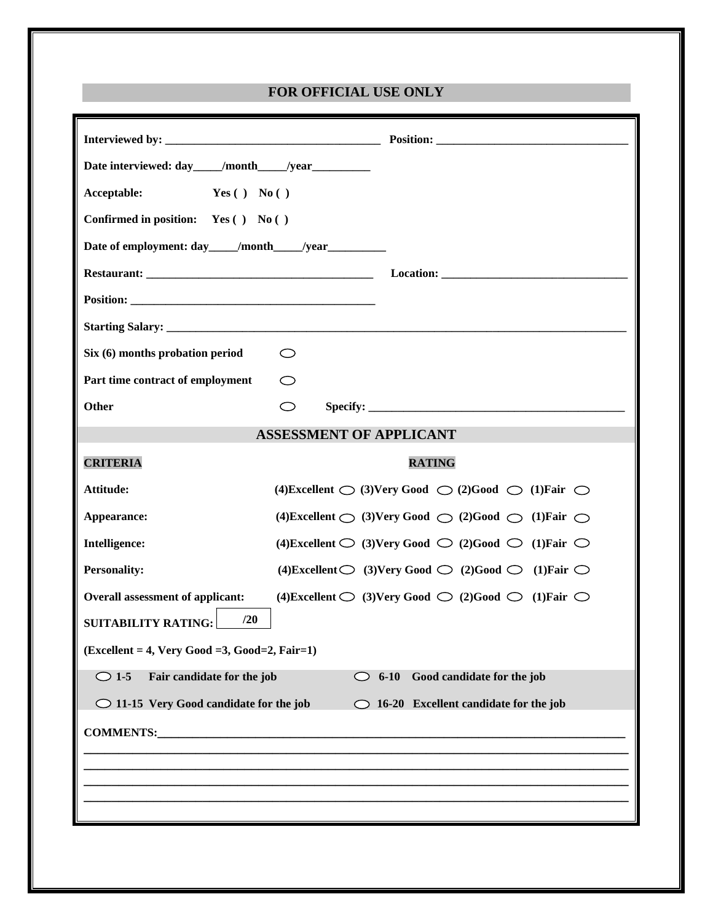## FOR OFFICIAL USE ONLY

**Interviewed by:** ____________________________________ **Position:** ________________________________

**Date interviewed: day_____/month_____/year__________**

**Acceptable:** **Yes ( ) No ( )**

**Confirmed in position:** **Yes ( ) No ( )**

**Date of employment: day_____/month_____/year__________**

**Restaurant:** _______________________________________ **Location:** ________________________________

**Position:** __________________________________________

**Starting Salary:** _____________________________________________________________________________

**Six (6) months probation period** ◯

**Part time contract of employment** ◯

**Other** ◯ **Specify:** ____________________________________________

## ASSESSMENT OF APPLICANT

| CRITERIA | RATING |
|---|---|
| **Attitude:** | (4)Excellent ◯ (3)Very Good ◯ (2)Good ◯ (1)Fair ◯ |
| **Appearance:** | (4)Excellent ◯ (3)Very Good ◯ (2)Good ◯ (1)Fair ◯ |
| **Intelligence:** | (4)Excellent ◯ (3)Very Good ◯ (2)Good ◯ (1)Fair ◯ |
| **Personality:** | (4)Excellent ◯ (3)Very Good ◯ (2)Good ◯ (1)Fair ◯ |
| **Overall assessment of applicant:** | (4)Excellent ◯ (3)Very Good ◯ (2)Good ◯ (1)Fair ◯ |

**SUITABILITY RATING:** /20

**(Excellent = 4, Very Good =3, Good=2, Fair=1)**

◯ **1-5 Fair candidate for the job** ◯ **6-10 Good candidate for the job**

◯ **11-15 Very Good candidate for the job** ◯ **16-20 Excellent candidate for the job**

**COMMENTS:**_____________________________________________________________________________

_________________________________________________________________________________________

_________________________________________________________________________________________

_________________________________________________________________________________________

_________________________________________________________________________________________